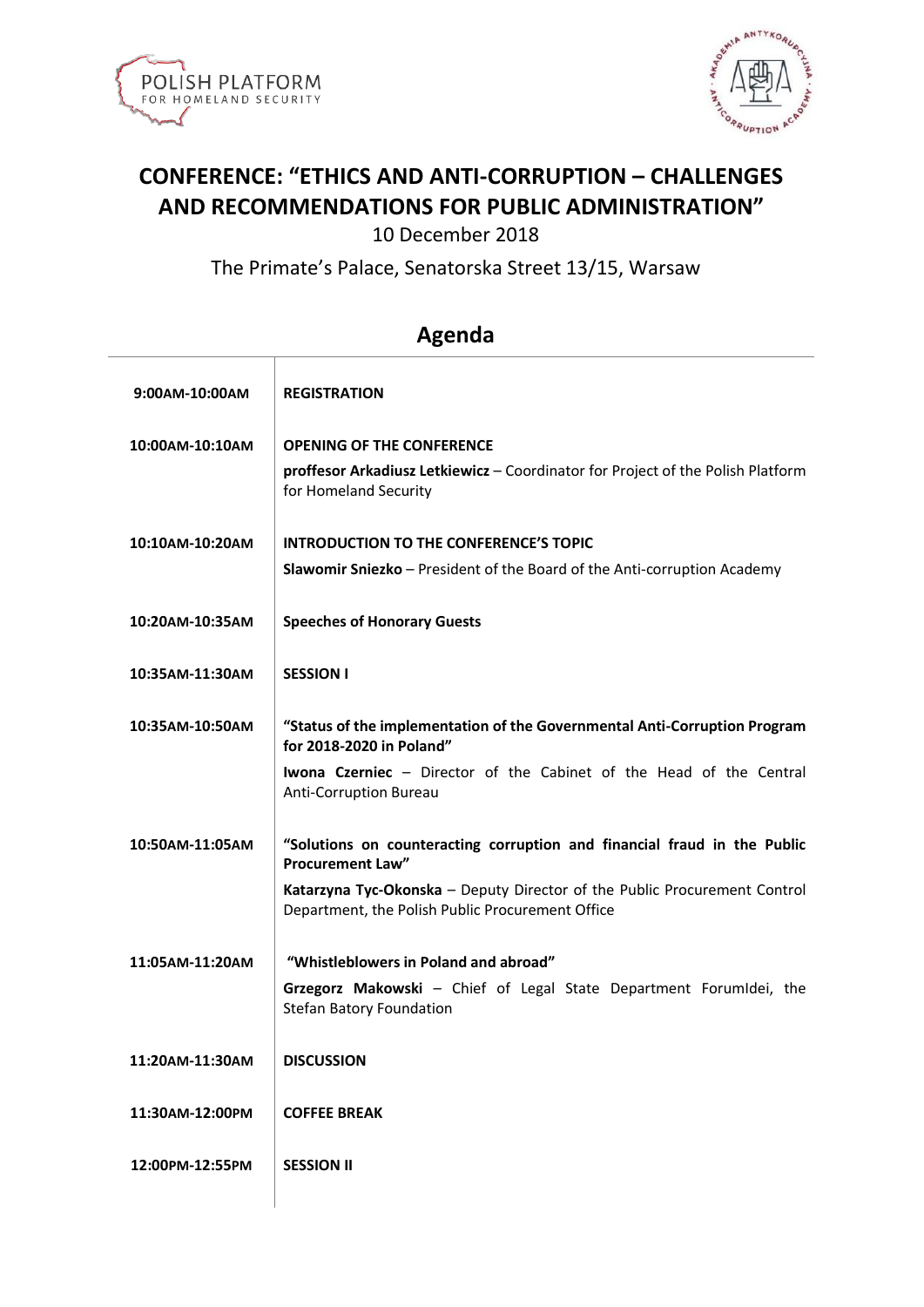# CONFERENCE: "ETHICS AND ANTI-CORRUPTION – CHALLENGES AND RECOMMENDATIONS FOR PUBLIC ADMINISTRATION"

10 December 2018

The Primate's Palace, Senatorska Street 13/15, Warsaw

## Agenda

| | |
|---|---|
| **9:00AM-10:00AM** | **REGISTRATION** |
| **10:00AM-10:10AM** | **OPENING OF THE CONFERENCE**<br>**proffesor Arkadiusz Letkiewicz** – Coordinator for Project of the Polish Platform for Homeland Security |
| **10:10AM-10:20AM** | **INTRODUCTION TO THE CONFERENCE'S TOPIC**<br>**Slawomir Sniezko** – President of the Board of the Anti-corruption Academy |
| **10:20AM-10:35AM** | **Speeches of Honorary Guests** |
| **10:35AM-11:30AM** | **SESSION I** |
| **10:35AM-10:50AM** | **"Status of the implementation of the Governmental Anti-Corruption Program for 2018-2020 in Poland"**<br>**Iwona Czerniec** – Director of the Cabinet of the Head of the Central Anti-Corruption Bureau |
| **10:50AM-11:05AM** | **"Solutions on counteracting corruption and financial fraud in the Public Procurement Law"**<br>**Katarzyna Tyc-Okonska** – Deputy Director of the Public Procurement Control Department, the Polish Public Procurement Office |
| **11:05AM-11:20AM** | **"Whistleblowers in Poland and abroad"**<br>**Grzegorz Makowski** – Chief of Legal State Department ForumIdei, the Stefan Batory Foundation |
| **11:20AM-11:30AM** | **DISCUSSION** |
| **11:30AM-12:00PM** | **COFFEE BREAK** |
| **12:00PM-12:55PM** | **SESSION II** |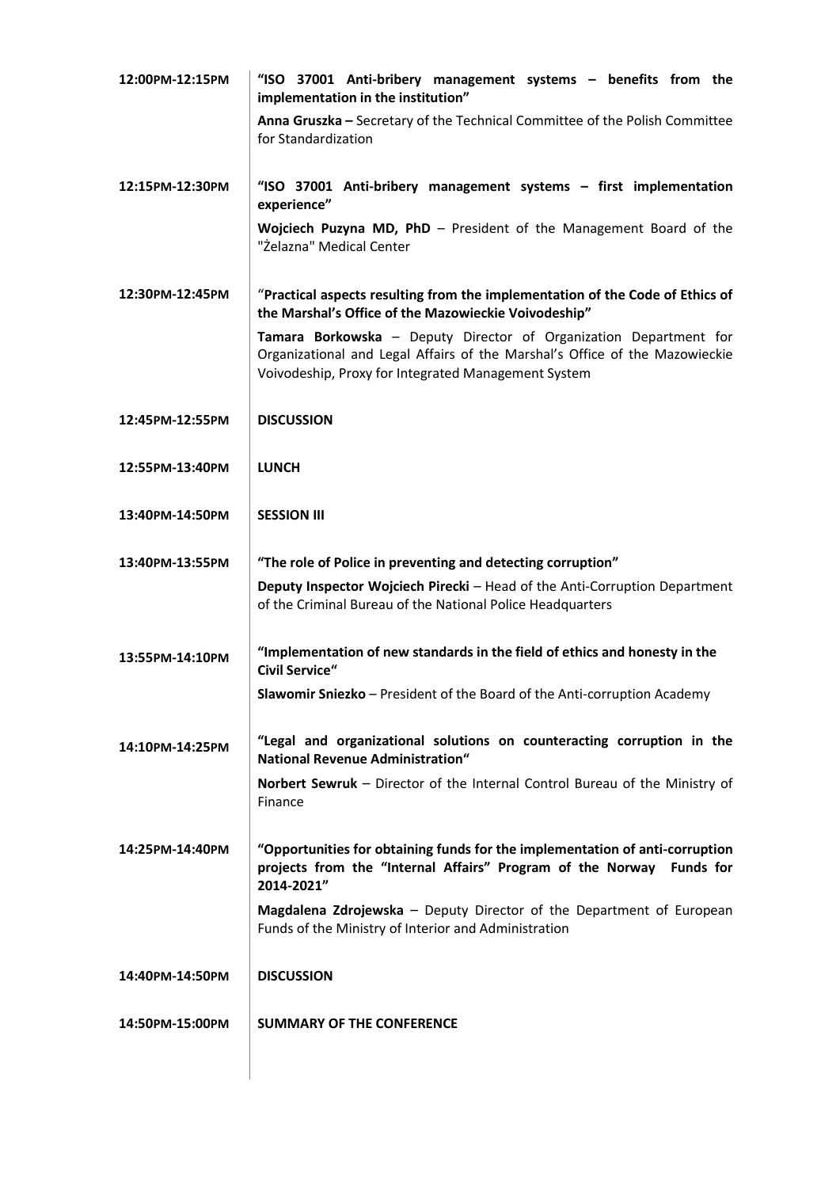| | |
|---|---|
| 12:00PM-12:15PM | **"ISO 37001 Anti-bribery management systems – benefits from the implementation in the institution"**<br>**Anna Gruszka –** Secretary of the Technical Committee of the Polish Committee for Standardization |
| 12:15PM-12:30PM | **"ISO 37001 Anti-bribery management systems – first implementation experience"**<br>**Wojciech Puzyna MD, PhD** – President of the Management Board of the "Żelazna" Medical Center |
| 12:30PM-12:45PM | "**Practical aspects resulting from the implementation of the Code of Ethics of the Marshal's Office of the Mazowieckie Voivodeship"**<br>**Tamara Borkowska** – Deputy Director of Organization Department for Organizational and Legal Affairs of the Marshal's Office of the Mazowieckie Voivodeship, Proxy for Integrated Management System |
| 12:45PM-12:55PM | **DISCUSSION** |
| 12:55PM-13:40PM | **LUNCH** |
| 13:40PM-14:50PM | **SESSION III** |
| 13:40PM-13:55PM | **"The role of Police in preventing and detecting corruption"**<br>**Deputy Inspector Wojciech Pirecki** – Head of the Anti-Corruption Department of the Criminal Bureau of the National Police Headquarters |
| 13:55PM-14:10PM | **"Implementation of new standards in the field of ethics and honesty in the Civil Service"**<br>**Slawomir Sniezko** – President of the Board of the Anti-corruption Academy |
| 14:10PM-14:25PM | **"Legal and organizational solutions on counteracting corruption in the National Revenue Administration"**<br>**Norbert Sewruk** – Director of the Internal Control Bureau of the Ministry of Finance |
| 14:25PM-14:40PM | **"Opportunities for obtaining funds for the implementation of anti-corruption projects from the "Internal Affairs" Program of the Norway Funds for 2014-2021"**<br>**Magdalena Zdrojewska** – Deputy Director of the Department of European Funds of the Ministry of Interior and Administration |
| 14:40PM-14:50PM | **DISCUSSION** |
| 14:50PM-15:00PM | **SUMMARY OF THE CONFERENCE** |